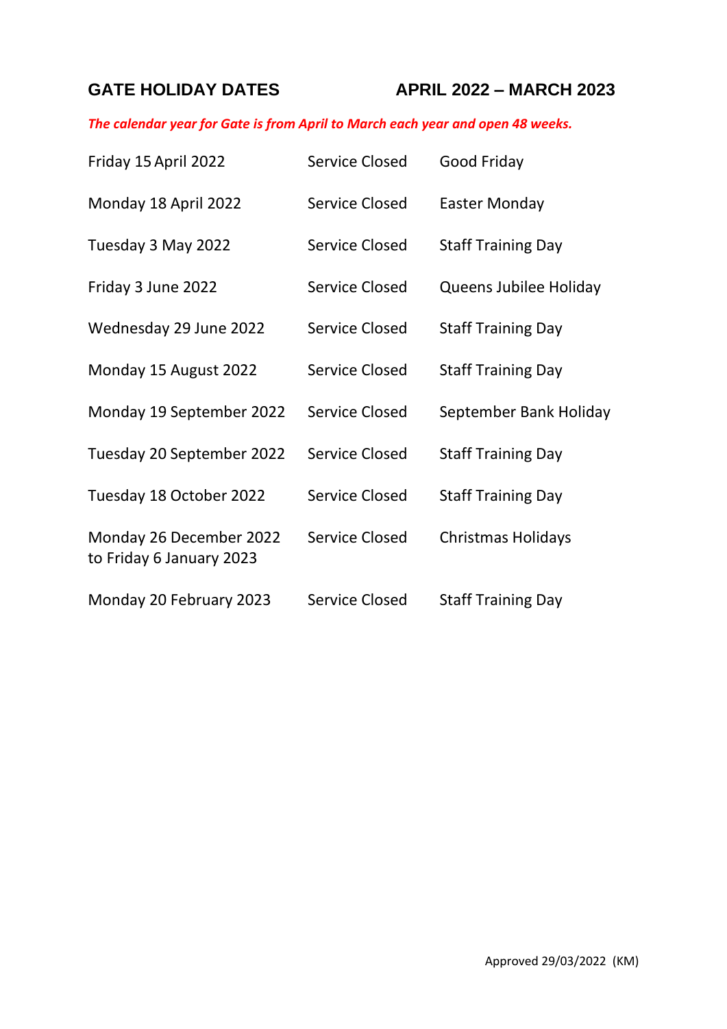# GATE HOLIDAY DATES APRIL 2022 – MARCH 2023

***The calendar year for Gate is from April to March each year and open 48 weeks.***

| | | |
|---|---|---|
| Friday 15 April 2022 | Service Closed | Good Friday |
| Monday 18 April 2022 | Service Closed | Easter Monday |
| Tuesday 3 May 2022 | Service Closed | Staff Training Day |
| Friday 3 June 2022 | Service Closed | Queens Jubilee Holiday |
| Wednesday 29 June 2022 | Service Closed | Staff Training Day |
| Monday 15 August 2022 | Service Closed | Staff Training Day |
| Monday 19 September 2022 | Service Closed | September Bank Holiday |
| Tuesday 20 September 2022 | Service Closed | Staff Training Day |
| Tuesday 18 October 2022 | Service Closed | Staff Training Day |
| Monday 26 December 2022 to Friday 6 January 2023 | Service Closed | Christmas Holidays |
| Monday 20 February 2023 | Service Closed | Staff Training Day |

Approved 29/03/2022 (KM)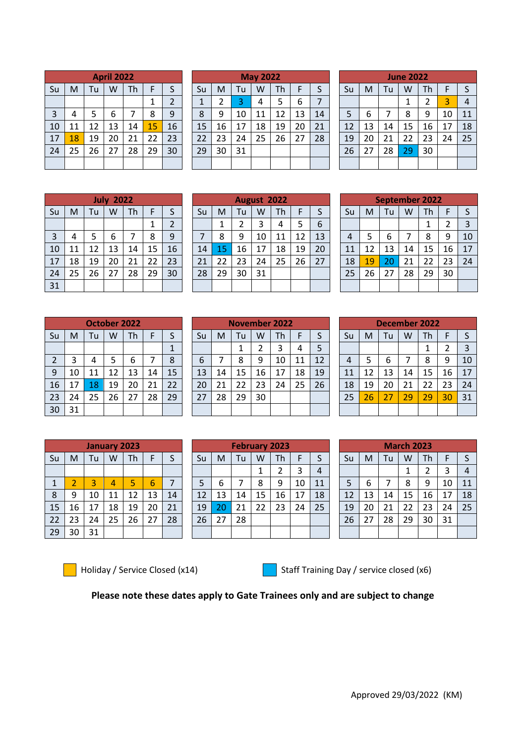**April 2022**

| Su | M | Tu | W | Th | F | S |
|---|---|---|---|---|---|---|
| | | | | | 1 | 2 |
| 3 | 4 | 5 | 6 | 7 | 8 | 9 |
| 10 | 11 | 12 | 13 | 14 | 15 | 16 |
| 17 | 18 | 19 | 20 | 21 | 22 | 23 |
| 24 | 25 | 26 | 27 | 28 | 29 | 30 |

**May 2022**

| Su | M | Tu | W | Th | F | S |
|---|---|---|---|---|---|---|
| 1 | 2 | 3 | 4 | 5 | 6 | 7 |
| 8 | 9 | 10 | 11 | 12 | 13 | 14 |
| 15 | 16 | 17 | 18 | 19 | 20 | 21 |
| 22 | 23 | 24 | 25 | 26 | 27 | 28 |
| 29 | 30 | 31 | | | | |

**June 2022**

| Su | M | Tu | W | Th | F | S |
|---|---|---|---|---|---|---|
| | | | 1 | 2 | 3 | 4 |
| 5 | 6 | 7 | 8 | 9 | 10 | 11 |
| 12 | 13 | 14 | 15 | 16 | 17 | 18 |
| 19 | 20 | 21 | 22 | 23 | 24 | 25 |
| 26 | 27 | 28 | 29 | 30 | | |

**July 2022**

| Su | M | Tu | W | Th | F | S |
|---|---|---|---|---|---|---|
| | | | | | 1 | 2 |
| 3 | 4 | 5 | 6 | 7 | 8 | 9 |
| 10 | 11 | 12 | 13 | 14 | 15 | 16 |
| 17 | 18 | 19 | 20 | 21 | 22 | 23 |
| 24 | 25 | 26 | 27 | 28 | 29 | 30 |
| 31 | | | | | | |

**August 2022**

| Su | M | Tu | W | Th | F | S |
|---|---|---|---|---|---|---|
| | 1 | 2 | 3 | 4 | 5 | 6 |
| 7 | 8 | 9 | 10 | 11 | 12 | 13 |
| 14 | 15 | 16 | 17 | 18 | 19 | 20 |
| 21 | 22 | 23 | 24 | 25 | 26 | 27 |
| 28 | 29 | 30 | 31 | | | |

**September 2022**

| Su | M | Tu | W | Th | F | S |
|---|---|---|---|---|---|---|
| | | | | 1 | 2 | 3 |
| 4 | 5 | 6 | 7 | 8 | 9 | 10 |
| 11 | 12 | 13 | 14 | 15 | 16 | 17 |
| 18 | 19 | 20 | 21 | 22 | 23 | 24 |
| 25 | 26 | 27 | 28 | 29 | 30 | |

**October 2022**

| Su | M | Tu | W | Th | F | S |
|---|---|---|---|---|---|---|
| | | | | | | 1 |
| 2 | 3 | 4 | 5 | 6 | 7 | 8 |
| 9 | 10 | 11 | 12 | 13 | 14 | 15 |
| 16 | 17 | 18 | 19 | 20 | 21 | 22 |
| 23 | 24 | 25 | 26 | 27 | 28 | 29 |
| 30 | 31 | | | | | |

**November 2022**

| Su | M | Tu | W | Th | F | S |
|---|---|---|---|---|---|---|
| | | 1 | 2 | 3 | 4 | 5 |
| 6 | 7 | 8 | 9 | 10 | 11 | 12 |
| 13 | 14 | 15 | 16 | 17 | 18 | 19 |
| 20 | 21 | 22 | 23 | 24 | 25 | 26 |
| 27 | 28 | 29 | 30 | | | |

**December 2022**

| Su | M | Tu | W | Th | F | S |
|---|---|---|---|---|---|---|
| | | | | 1 | 2 | 3 |
| 4 | 5 | 6 | 7 | 8 | 9 | 10 |
| 11 | 12 | 13 | 14 | 15 | 16 | 17 |
| 18 | 19 | 20 | 21 | 22 | 23 | 24 |
| 25 | 26 | 27 | 29 | 29 | 30 | 31 |

**January 2023**

| Su | M | Tu | W | Th | F | S |
|---|---|---|---|---|---|---|
| 1 | 2 | 3 | 4 | 5 | 6 | 7 |
| 8 | 9 | 10 | 11 | 12 | 13 | 14 |
| 15 | 16 | 17 | 18 | 19 | 20 | 21 |
| 22 | 23 | 24 | 25 | 26 | 27 | 28 |
| 29 | 30 | 31 | | | | |

**February 2023**

| Su | M | Tu | W | Th | F | S |
|---|---|---|---|---|---|---|
| | | | 1 | 2 | 3 | 4 |
| 5 | 6 | 7 | 8 | 9 | 10 | 11 |
| 12 | 13 | 14 | 15 | 16 | 17 | 18 |
| 19 | 20 | 21 | 22 | 23 | 24 | 25 |
| 26 | 27 | 28 | | | | |

**March 2023**

| Su | M | Tu | W | Th | F | S |
|---|---|---|---|---|---|---|
| | | | 1 | 2 | 3 | 4 |
| 5 | 6 | 7 | 8 | 9 | 10 | 11 |
| 12 | 13 | 14 | 15 | 16 | 17 | 18 |
| 19 | 20 | 21 | 22 | 23 | 24 | 25 |
| 26 | 27 | 28 | 29 | 30 | 31 | |

Holiday / Service Closed (x14): 15 April, 18 April, 3 June, 19 September, 26, 27, 29, 29, 30 December, 2, 3, 4, 5, 6 January

Staff Training Day / service closed (x6): 3 May, 29 June, 15 August, 20 September, 18 October, 20 February

**Please note these dates apply to Gate Trainees only and are subject to change**

Approved 29/03/2022 (KM)